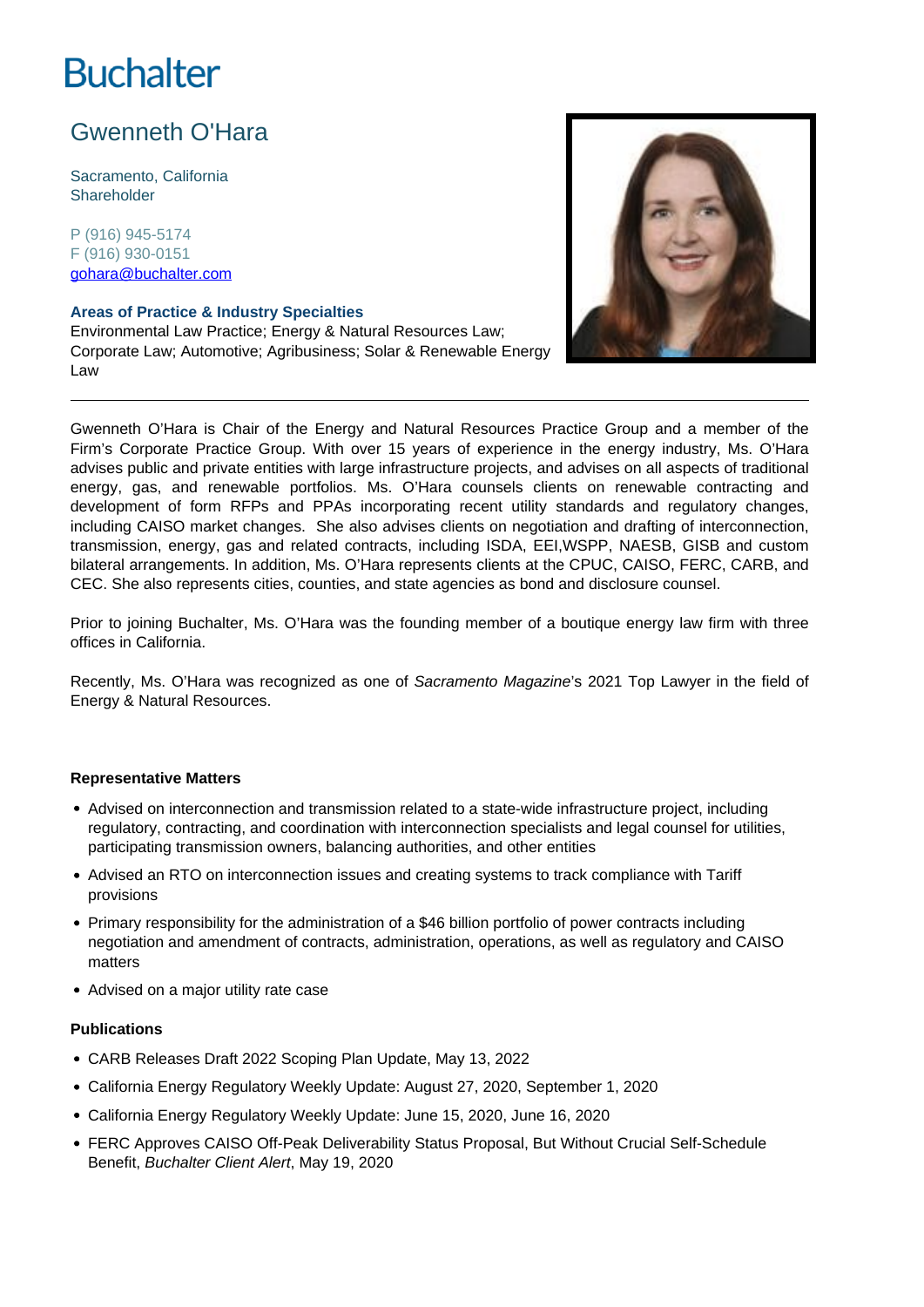# Buchalter

## Gwenneth O'Hara

Sacramento, California
Shareholder

P (916) 945-5174
F (916) 930-0151
gohara@buchalter.com

**Areas of Practice & Industry Specialties**
Environmental Law Practice; Energy & Natural Resources Law; Corporate Law; Automotive; Agribusiness; Solar & Renewable Energy Law

---

Gwenneth O'Hara is Chair of the Energy and Natural Resources Practice Group and a member of the Firm's Corporate Practice Group. With over 15 years of experience in the energy industry, Ms. O'Hara advises public and private entities with large infrastructure projects, and advises on all aspects of traditional energy, gas, and renewable portfolios. Ms. O'Hara counsels clients on renewable contracting and development of form RFPs and PPAs incorporating recent utility standards and regulatory changes, including CAISO market changes. She also advises clients on negotiation and drafting of interconnection, transmission, energy, gas and related contracts, including ISDA, EEI,WSPP, NAESB, GISB and custom bilateral arrangements. In addition, Ms. O'Hara represents clients at the CPUC, CAISO, FERC, CARB, and CEC. She also represents cities, counties, and state agencies as bond and disclosure counsel.

Prior to joining Buchalter, Ms. O'Hara was the founding member of a boutique energy law firm with three offices in California.

Recently, Ms. O'Hara was recognized as one of *Sacramento Magazine*'s 2021 Top Lawyer in the field of Energy & Natural Resources.

### Representative Matters

- Advised on interconnection and transmission related to a state-wide infrastructure project, including regulatory, contracting, and coordination with interconnection specialists and legal counsel for utilities, participating transmission owners, balancing authorities, and other entities
- Advised an RTO on interconnection issues and creating systems to track compliance with Tariff provisions
- Primary responsibility for the administration of a $46 billion portfolio of power contracts including negotiation and amendment of contracts, administration, operations, as well as regulatory and CAISO matters
- Advised on a major utility rate case

### Publications

- CARB Releases Draft 2022 Scoping Plan Update, May 13, 2022
- California Energy Regulatory Weekly Update: August 27, 2020, September 1, 2020
- California Energy Regulatory Weekly Update: June 15, 2020, June 16, 2020
- FERC Approves CAISO Off-Peak Deliverability Status Proposal, But Without Crucial Self-Schedule Benefit, *Buchalter Client Alert*, May 19, 2020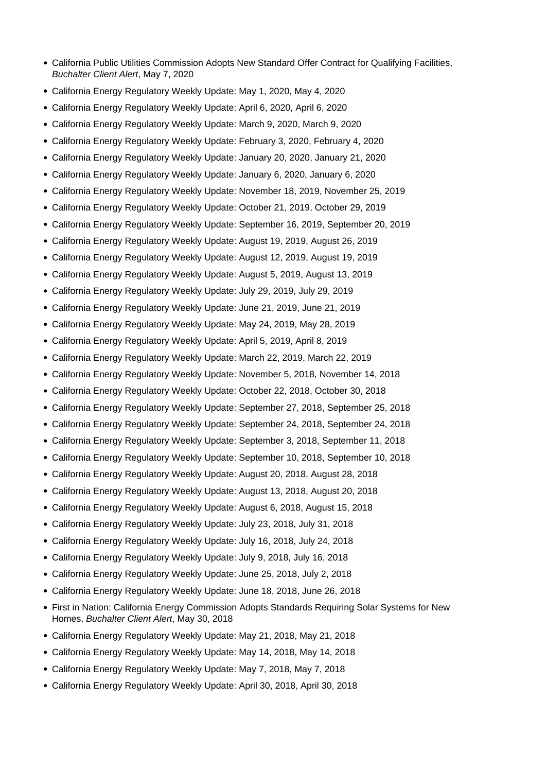- California Public Utilities Commission Adopts New Standard Offer Contract for Qualifying Facilities, *Buchalter Client Alert*, May 7, 2020
- California Energy Regulatory Weekly Update: May 1, 2020, May 4, 2020
- California Energy Regulatory Weekly Update: April 6, 2020, April 6, 2020
- California Energy Regulatory Weekly Update: March 9, 2020, March 9, 2020
- California Energy Regulatory Weekly Update: February 3, 2020, February 4, 2020
- California Energy Regulatory Weekly Update: January 20, 2020, January 21, 2020
- California Energy Regulatory Weekly Update: January 6, 2020, January 6, 2020
- California Energy Regulatory Weekly Update: November 18, 2019, November 25, 2019
- California Energy Regulatory Weekly Update: October 21, 2019, October 29, 2019
- California Energy Regulatory Weekly Update: September 16, 2019, September 20, 2019
- California Energy Regulatory Weekly Update: August 19, 2019, August 26, 2019
- California Energy Regulatory Weekly Update: August 12, 2019, August 19, 2019
- California Energy Regulatory Weekly Update: August 5, 2019, August 13, 2019
- California Energy Regulatory Weekly Update: July 29, 2019, July 29, 2019
- California Energy Regulatory Weekly Update: June 21, 2019, June 21, 2019
- California Energy Regulatory Weekly Update: May 24, 2019, May 28, 2019
- California Energy Regulatory Weekly Update: April 5, 2019, April 8, 2019
- California Energy Regulatory Weekly Update: March 22, 2019, March 22, 2019
- California Energy Regulatory Weekly Update: November 5, 2018, November 14, 2018
- California Energy Regulatory Weekly Update: October 22, 2018, October 30, 2018
- California Energy Regulatory Weekly Update: September 27, 2018, September 25, 2018
- California Energy Regulatory Weekly Update: September 24, 2018, September 24, 2018
- California Energy Regulatory Weekly Update: September 3, 2018, September 11, 2018
- California Energy Regulatory Weekly Update: September 10, 2018, September 10, 2018
- California Energy Regulatory Weekly Update: August 20, 2018, August 28, 2018
- California Energy Regulatory Weekly Update: August 13, 2018, August 20, 2018
- California Energy Regulatory Weekly Update: August 6, 2018, August 15, 2018
- California Energy Regulatory Weekly Update: July 23, 2018, July 31, 2018
- California Energy Regulatory Weekly Update: July 16, 2018, July 24, 2018
- California Energy Regulatory Weekly Update: July 9, 2018, July 16, 2018
- California Energy Regulatory Weekly Update: June 25, 2018, July 2, 2018
- California Energy Regulatory Weekly Update: June 18, 2018, June 26, 2018
- First in Nation: California Energy Commission Adopts Standards Requiring Solar Systems for New Homes, *Buchalter Client Alert*, May 30, 2018
- California Energy Regulatory Weekly Update: May 21, 2018, May 21, 2018
- California Energy Regulatory Weekly Update: May 14, 2018, May 14, 2018
- California Energy Regulatory Weekly Update: May 7, 2018, May 7, 2018
- California Energy Regulatory Weekly Update: April 30, 2018, April 30, 2018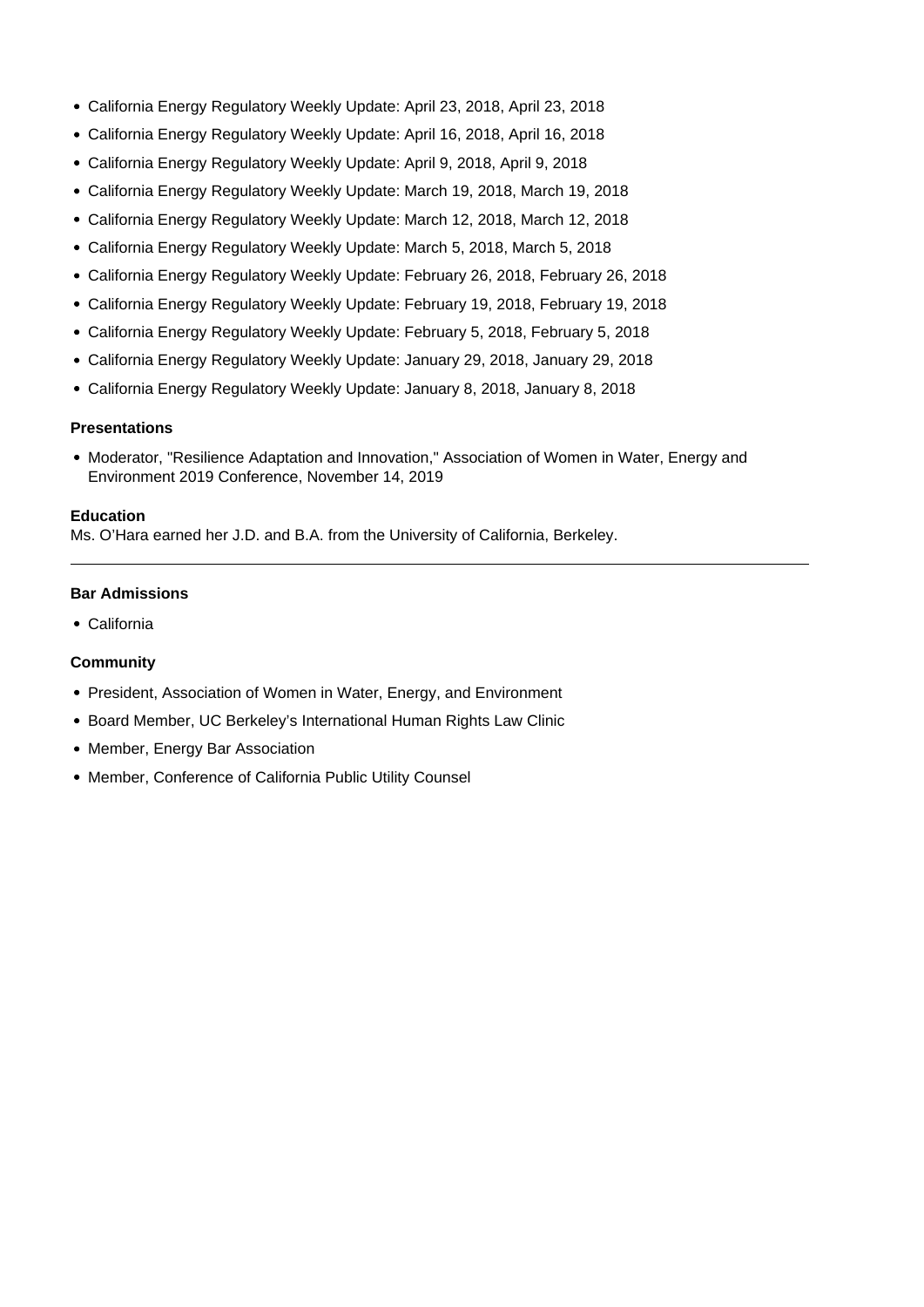- California Energy Regulatory Weekly Update: April 23, 2018, April 23, 2018
- California Energy Regulatory Weekly Update: April 16, 2018, April 16, 2018
- California Energy Regulatory Weekly Update: April 9, 2018, April 9, 2018
- California Energy Regulatory Weekly Update: March 19, 2018, March 19, 2018
- California Energy Regulatory Weekly Update: March 12, 2018, March 12, 2018
- California Energy Regulatory Weekly Update: March 5, 2018, March 5, 2018
- California Energy Regulatory Weekly Update: February 26, 2018, February 26, 2018
- California Energy Regulatory Weekly Update: February 19, 2018, February 19, 2018
- California Energy Regulatory Weekly Update: February 5, 2018, February 5, 2018
- California Energy Regulatory Weekly Update: January 29, 2018, January 29, 2018
- California Energy Regulatory Weekly Update: January 8, 2018, January 8, 2018

**Presentations**

- Moderator, "Resilience Adaptation and Innovation," Association of Women in Water, Energy and Environment 2019 Conference, November 14, 2019

**Education**

Ms. O'Hara earned her J.D. and B.A. from the University of California, Berkeley.

---

**Bar Admissions**

- California

**Community**

- President, Association of Women in Water, Energy, and Environment
- Board Member, UC Berkeley's International Human Rights Law Clinic
- Member, Energy Bar Association
- Member, Conference of California Public Utility Counsel